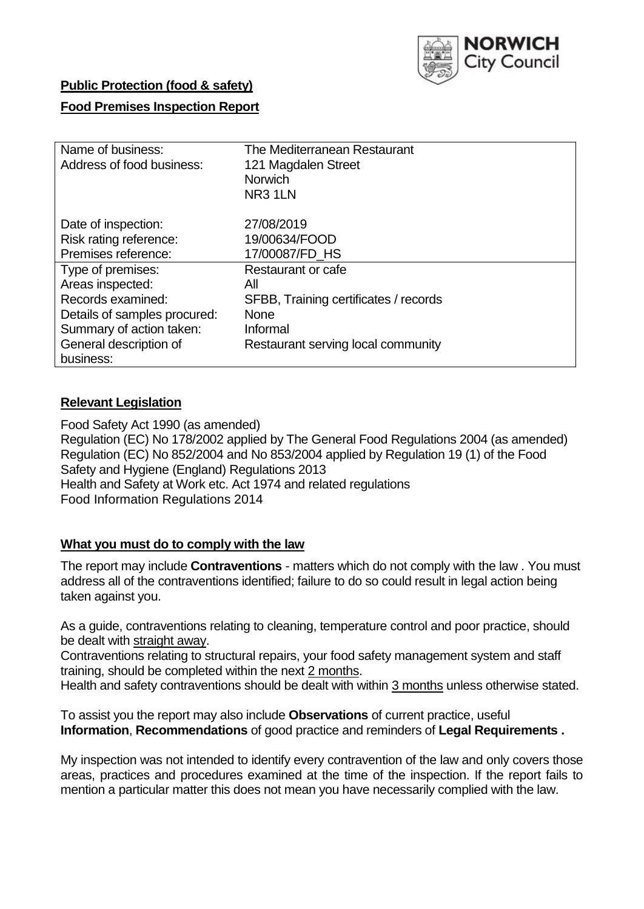**Public Protection (food & safety)**

**Food Premises Inspection Report**

| Name of business: | The Mediterranean Restaurant |
|---|---|
| Address of food business: | 121 Magdalen Street<br>Norwich<br>NR3 1LN |
| Date of inspection: | 27/08/2019 |
| Risk rating reference: | 19/00634/FOOD |
| Premises reference: | 17/00087/FD_HS |
| Type of premises: | Restaurant or cafe |
| Areas inspected: | All |
| Records examined: | SFBB, Training certificates / records |
| Details of samples procured: | None |
| Summary of action taken: | Informal |
| General description of business: | Restaurant serving local community |

## **Relevant Legislation**

Food Safety Act 1990 (as amended)
Regulation (EC) No 178/2002 applied by The General Food Regulations 2004 (as amended)
Regulation (EC) No 852/2004 and No 853/2004 applied by Regulation 19 (1) of the Food Safety and Hygiene (England) Regulations 2013
Health and Safety at Work etc. Act 1974 and related regulations
Food Information Regulations 2014

## **What you must do to comply with the law**

The report may include **Contraventions** - matters which do not comply with the law . You must address all of the contraventions identified; failure to do so could result in legal action being taken against you.

As a guide, contraventions relating to cleaning, temperature control and poor practice, should be dealt with straight away.
Contraventions relating to structural repairs, your food safety management system and staff training, should be completed within the next 2 months.
Health and safety contraventions should be dealt with within 3 months unless otherwise stated.

To assist you the report may also include **Observations** of current practice, useful **Information**, **Recommendations** of good practice and reminders of **Legal Requirements .**

My inspection was not intended to identify every contravention of the law and only covers those areas, practices and procedures examined at the time of the inspection. If the report fails to mention a particular matter this does not mean you have necessarily complied with the law.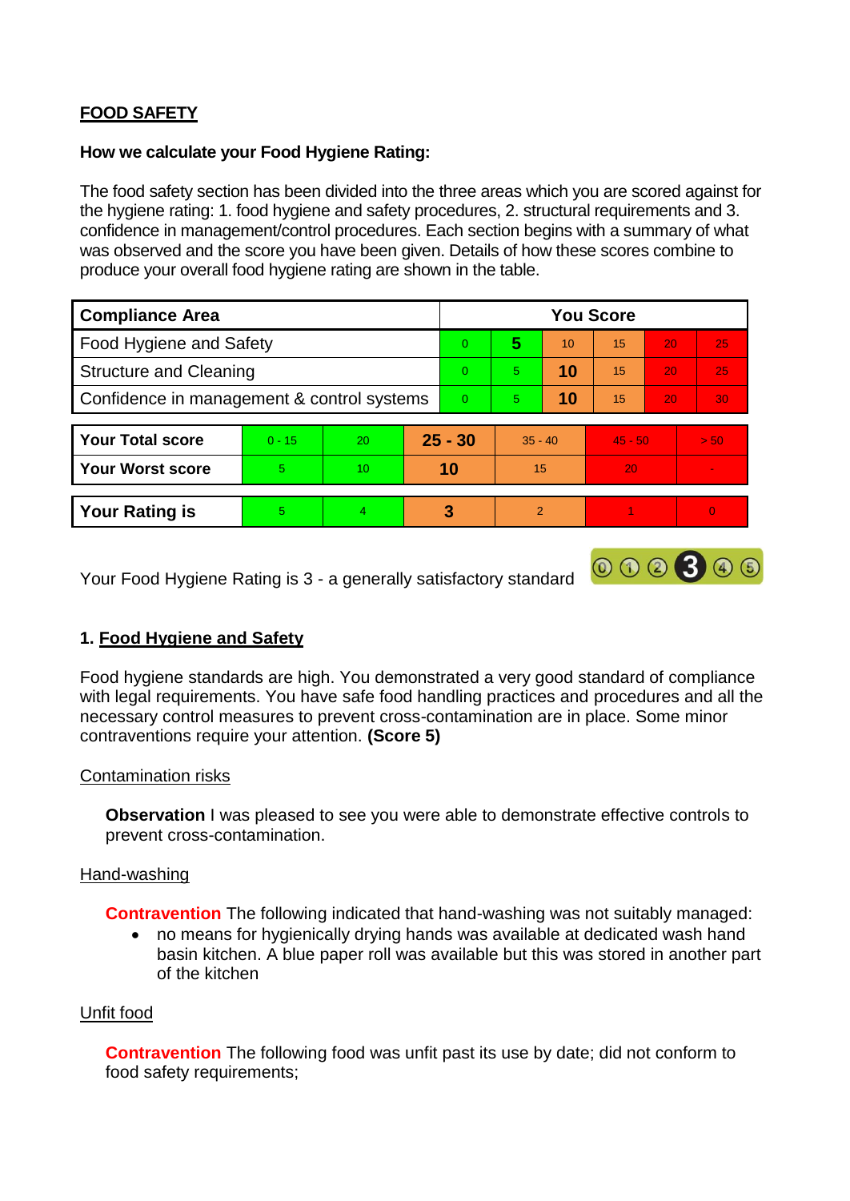## FOOD SAFETY

**How we calculate your Food Hygiene Rating:**

The food safety section has been divided into the three areas which you are scored against for the hygiene rating: 1. food hygiene and safety procedures, 2. structural requirements and 3. confidence in management/control procedures. Each section begins with a summary of what was observed and the score you have been given. Details of how these scores combine to produce your overall food hygiene rating are shown in the table.

| Compliance Area | You Score | | | | | |
|---|---|---|---|---|---|---|
| Food Hygiene and Safety | 0 | **5** | 10 | 15 | 20 | 25 |
| Structure and Cleaning | 0 | 5 | **10** | 15 | 20 | 25 |
| Confidence in management & control systems | 0 | 5 | **10** | 15 | 20 | 30 |

| | | | | | | |
|---|---|---|---|---|---|---|
| **Your Total score** | 0 - 15 | 20 | **25 - 30** | 35 - 40 | 45 - 50 | > 50 |
| **Your Worst score** | 5 | 10 | **10** | 15 | 20 | - |

| | | | | | | |
|---|---|---|---|---|---|---|
| **Your Rating is** | 5 | 4 | **3** | 2 | 1 | 0 |

Your Food Hygiene Rating is 3 - a generally satisfactory standard

### 1. Food Hygiene and Safety

Food hygiene standards are high. You demonstrated a very good standard of compliance with legal requirements. You have safe food handling practices and procedures and all the necessary control measures to prevent cross-contamination are in place. Some minor contraventions require your attention. **(Score 5)**

Contamination risks

**Observation** I was pleased to see you were able to demonstrate effective controls to prevent cross-contamination.

Hand-washing

**Contravention** The following indicated that hand-washing was not suitably managed:

- no means for hygienically drying hands was available at dedicated wash hand basin kitchen. A blue paper roll was available but this was stored in another part of the kitchen

Unfit food

**Contravention** The following food was unfit past its use by date; did not conform to food safety requirements;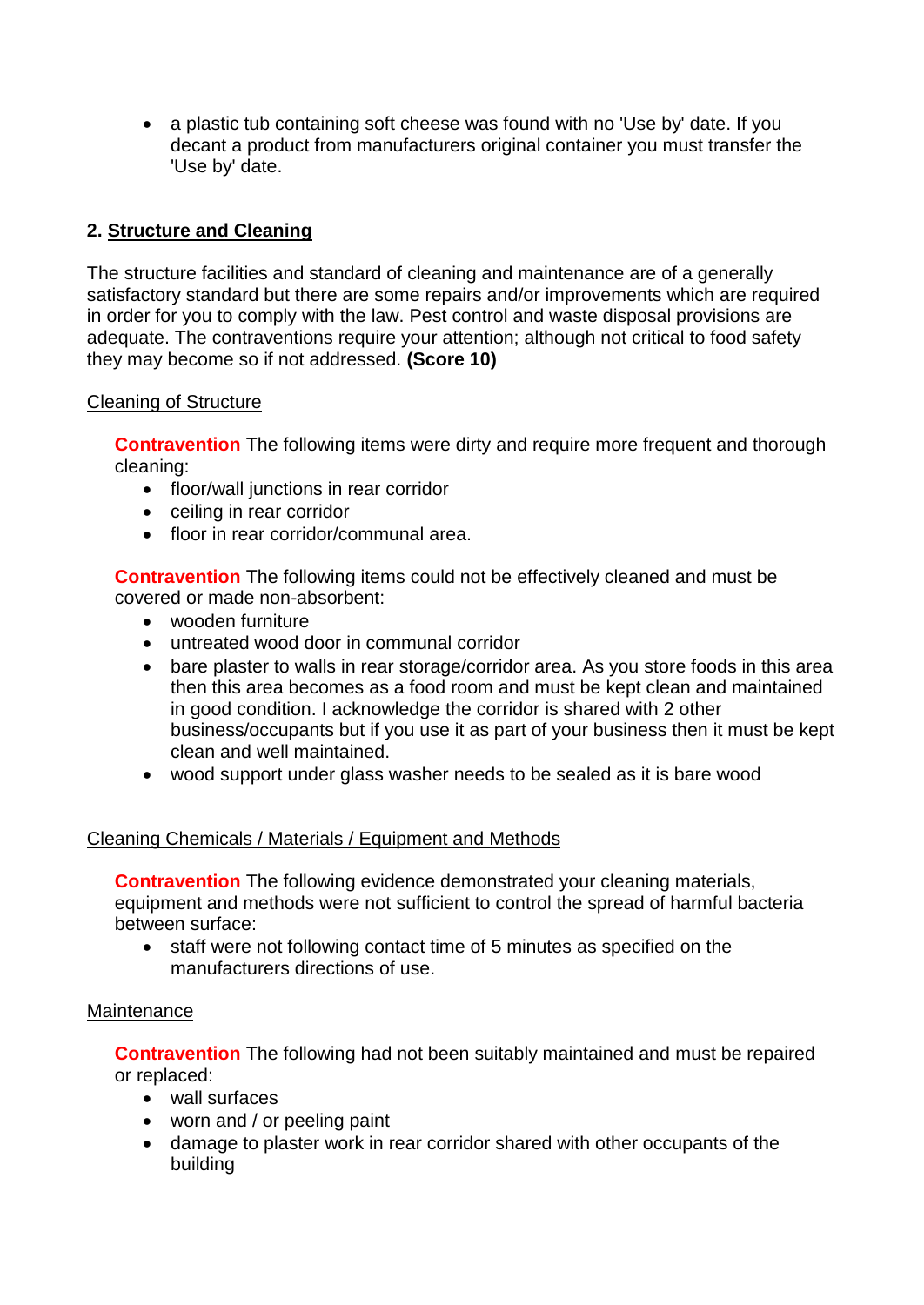- a plastic tub containing soft cheese was found with no 'Use by' date. If you decant a product from manufacturers original container you must transfer the 'Use by' date.

## 2. Structure and Cleaning

The structure facilities and standard of cleaning and maintenance are of a generally satisfactory standard but there are some repairs and/or improvements which are required in order for you to comply with the law. Pest control and waste disposal provisions are adequate. The contraventions require your attention; although not critical to food safety they may become so if not addressed. **(Score 10)**

### Cleaning of Structure

**Contravention** The following items were dirty and require more frequent and thorough cleaning:

- floor/wall junctions in rear corridor
- ceiling in rear corridor
- floor in rear corridor/communal area.

**Contravention** The following items could not be effectively cleaned and must be covered or made non-absorbent:

- wooden furniture
- untreated wood door in communal corridor
- bare plaster to walls in rear storage/corridor area. As you store foods in this area then this area becomes as a food room and must be kept clean and maintained in good condition. I acknowledge the corridor is shared with 2 other business/occupants but if you use it as part of your business then it must be kept clean and well maintained.
- wood support under glass washer needs to be sealed as it is bare wood

### Cleaning Chemicals / Materials / Equipment and Methods

**Contravention** The following evidence demonstrated your cleaning materials, equipment and methods were not sufficient to control the spread of harmful bacteria between surface:

- staff were not following contact time of 5 minutes as specified on the manufacturers directions of use.

### Maintenance

**Contravention** The following had not been suitably maintained and must be repaired or replaced:

- wall surfaces
- worn and / or peeling paint
- damage to plaster work in rear corridor shared with other occupants of the building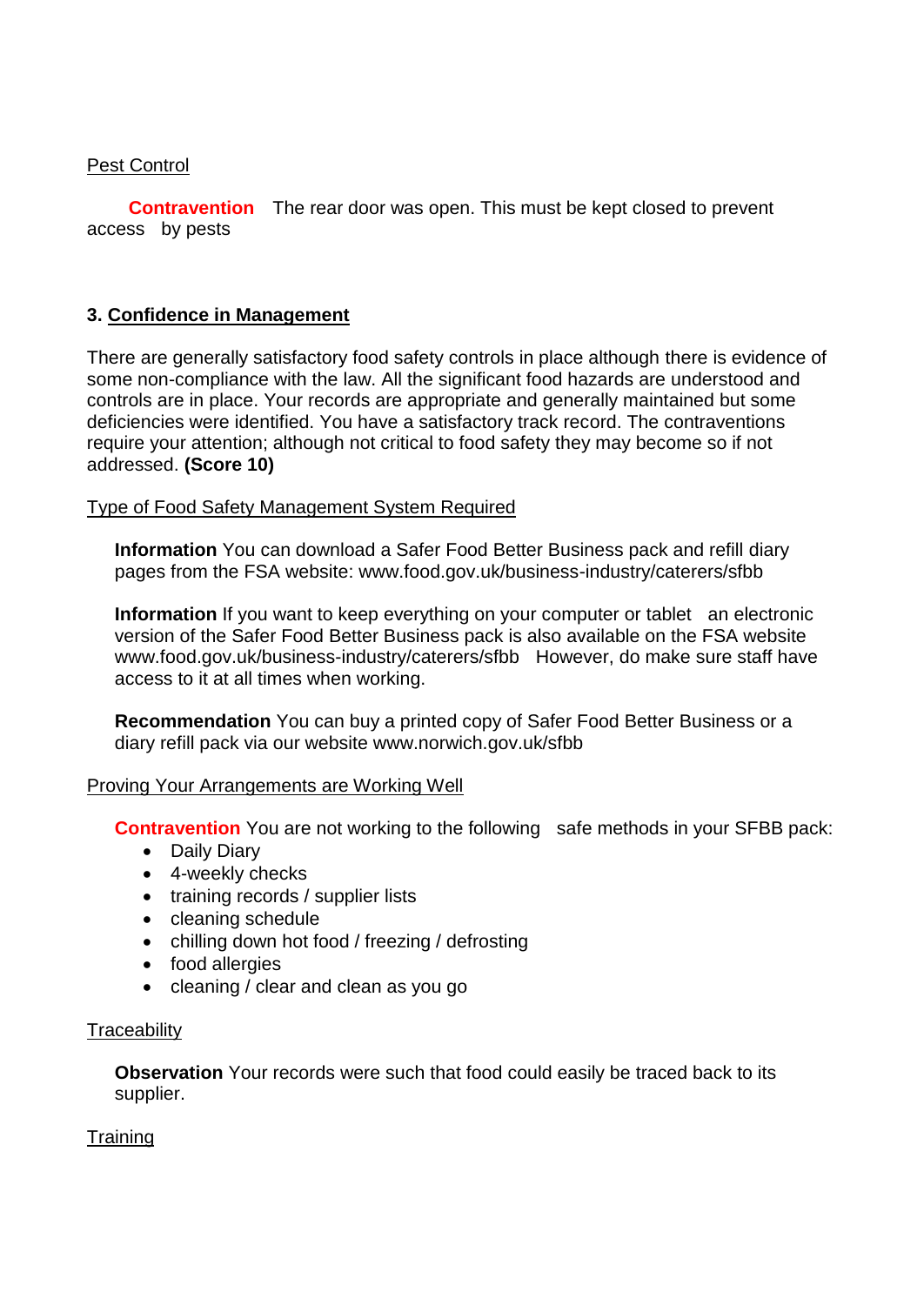Pest Control

**Contravention** The rear door was open. This must be kept closed to prevent access by pests

## 3. Confidence in Management

There are generally satisfactory food safety controls in place although there is evidence of some non-compliance with the law. All the significant food hazards are understood and controls are in place. Your records are appropriate and generally maintained but some deficiencies were identified. You have a satisfactory track record. The contraventions require your attention; although not critical to food safety they may become so if not addressed. **(Score 10)**

Type of Food Safety Management System Required

**Information** You can download a Safer Food Better Business pack and refill diary pages from the FSA website: www.food.gov.uk/business-industry/caterers/sfbb

**Information** If you want to keep everything on your computer or tablet an electronic version of the Safer Food Better Business pack is also available on the FSA website www.food.gov.uk/business-industry/caterers/sfbb However, do make sure staff have access to it at all times when working.

**Recommendation** You can buy a printed copy of Safer Food Better Business or a diary refill pack via our website www.norwich.gov.uk/sfbb

Proving Your Arrangements are Working Well

**Contravention** You are not working to the following safe methods in your SFBB pack:

- Daily Diary
- 4-weekly checks
- training records / supplier lists
- cleaning schedule
- chilling down hot food / freezing / defrosting
- food allergies
- cleaning / clear and clean as you go

Traceability

**Observation** Your records were such that food could easily be traced back to its supplier.

Training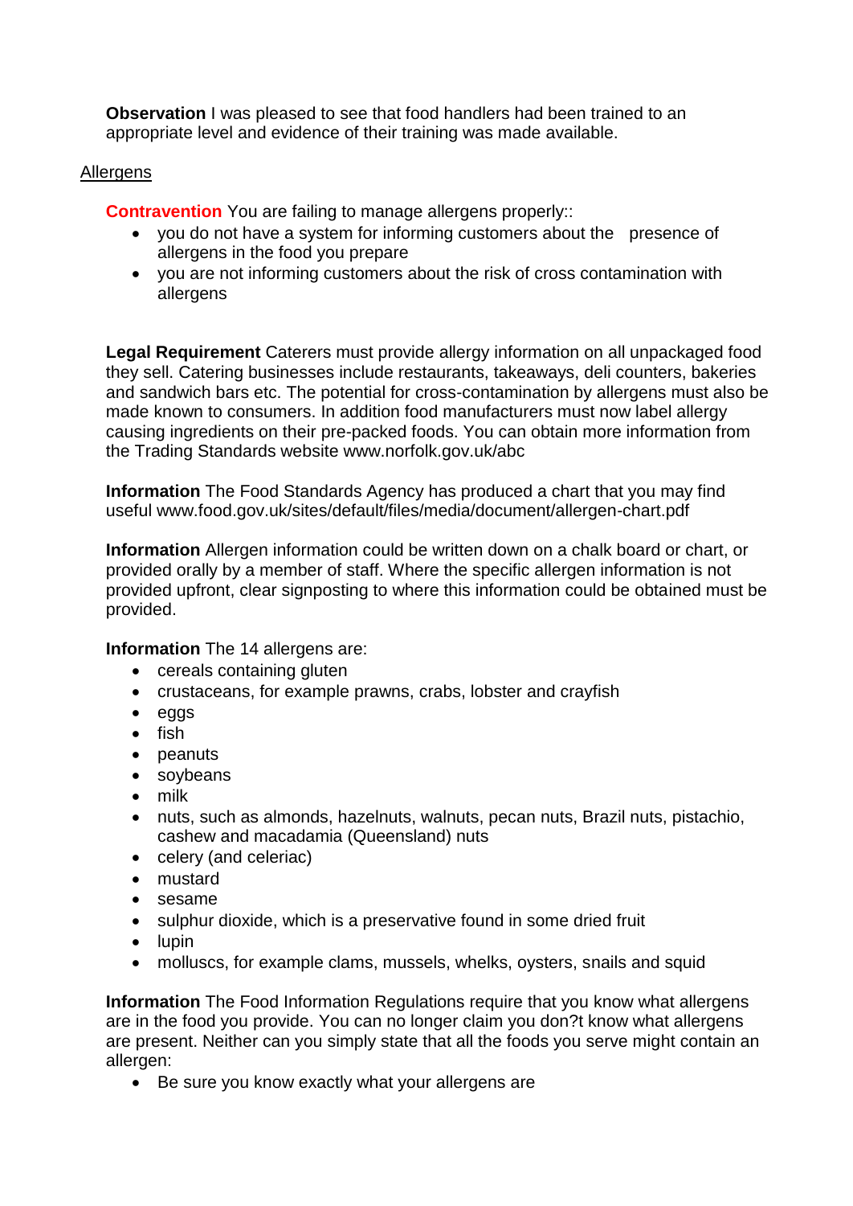**Observation** I was pleased to see that food handlers had been trained to an appropriate level and evidence of their training was made available.

Allergens

**Contravention** You are failing to manage allergens properly::

- you do not have a system for informing customers about the presence of allergens in the food you prepare
- you are not informing customers about the risk of cross contamination with allergens

**Legal Requirement** Caterers must provide allergy information on all unpackaged food they sell. Catering businesses include restaurants, takeaways, deli counters, bakeries and sandwich bars etc. The potential for cross-contamination by allergens must also be made known to consumers. In addition food manufacturers must now label allergy causing ingredients on their pre-packed foods. You can obtain more information from the Trading Standards website www.norfolk.gov.uk/abc

**Information** The Food Standards Agency has produced a chart that you may find useful www.food.gov.uk/sites/default/files/media/document/allergen-chart.pdf

**Information** Allergen information could be written down on a chalk board or chart, or provided orally by a member of staff. Where the specific allergen information is not provided upfront, clear signposting to where this information could be obtained must be provided.

**Information** The 14 allergens are:

- cereals containing gluten
- crustaceans, for example prawns, crabs, lobster and crayfish
- eggs
- fish
- peanuts
- soybeans
- milk
- nuts, such as almonds, hazelnuts, walnuts, pecan nuts, Brazil nuts, pistachio, cashew and macadamia (Queensland) nuts
- celery (and celeriac)
- mustard
- sesame
- sulphur dioxide, which is a preservative found in some dried fruit
- lupin
- molluscs, for example clams, mussels, whelks, oysters, snails and squid

**Information** The Food Information Regulations require that you know what allergens are in the food you provide. You can no longer claim you don?t know what allergens are present. Neither can you simply state that all the foods you serve might contain an allergen:

- Be sure you know exactly what your allergens are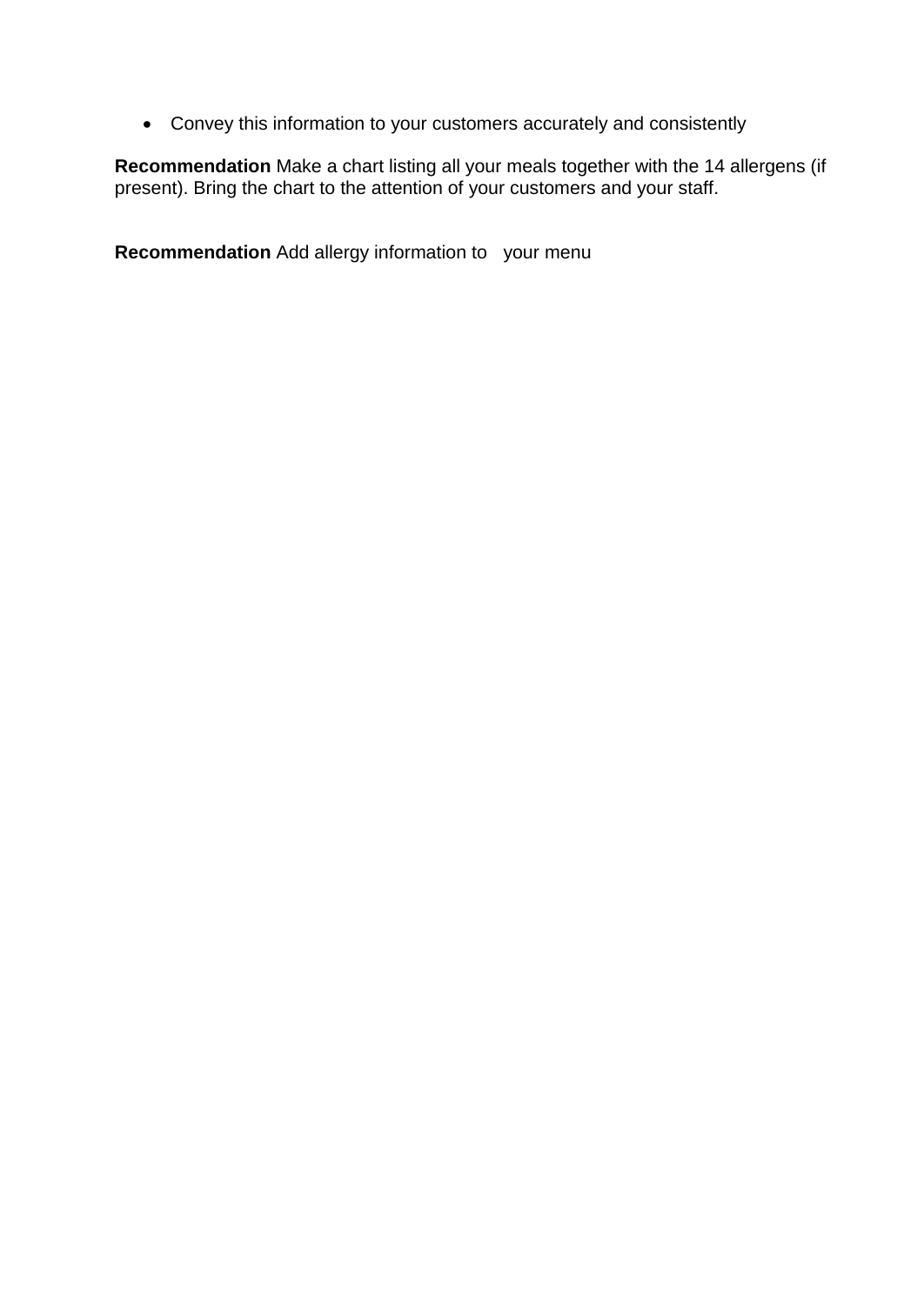- Convey this information to your customers accurately and consistently

**Recommendation** Make a chart listing all your meals together with the 14 allergens (if present). Bring the chart to the attention of your customers and your staff.

**Recommendation** Add allergy information to your menu